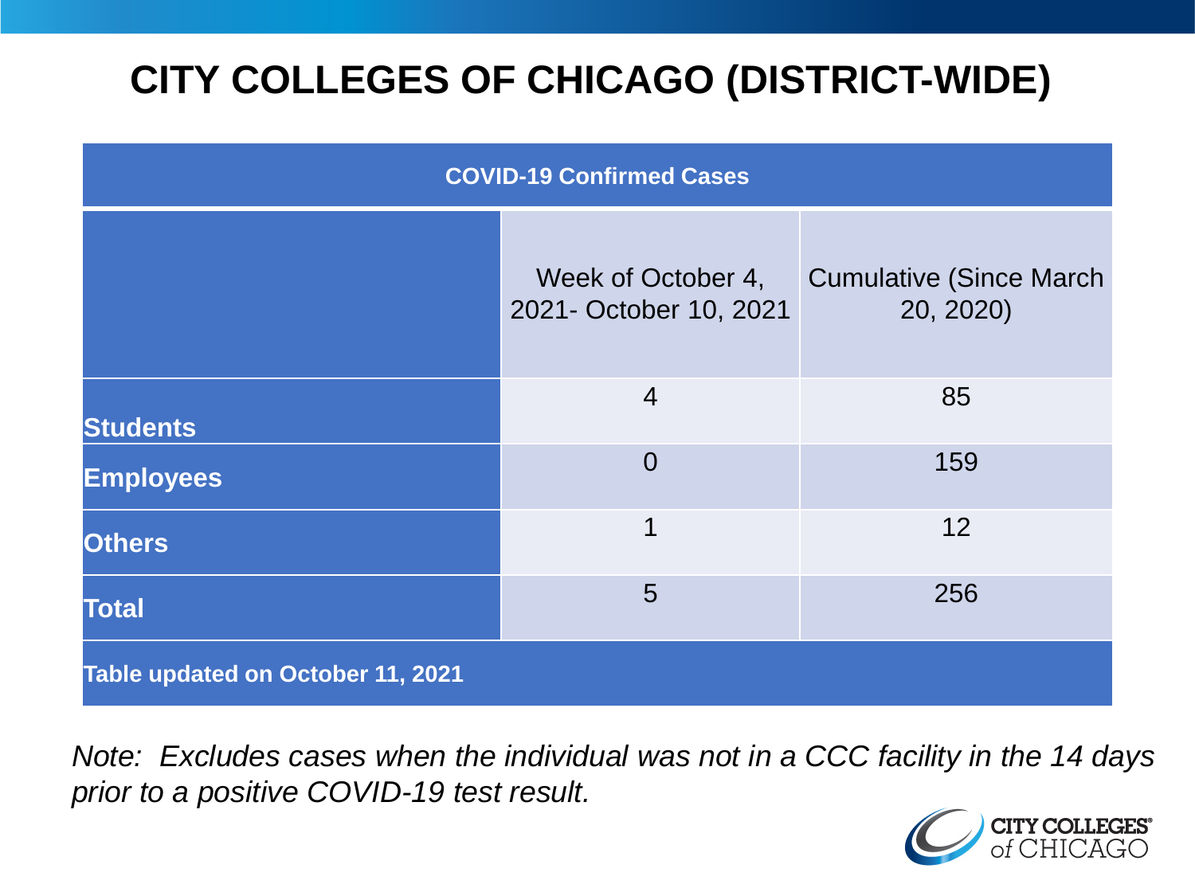# CITY COLLEGES OF CHICAGO (DISTRICT-WIDE)

| COVID-19 Confirmed Cases | | |
|---|---|---|
| | Week of October 4, 2021- October 10, 2021 | Cumulative (Since March 20, 2020) |
| **Students** | 4 | 85 |
| **Employees** | 0 | 159 |
| **Others** | 1 | 12 |
| **Total** | 5 | 256 |
| **Table updated on October 11, 2021** | | |

*Note: Excludes cases when the individual was not in a CCC facility in the 14 days prior to a positive COVID-19 test result.*

CITY COLLEGES of CHICAGO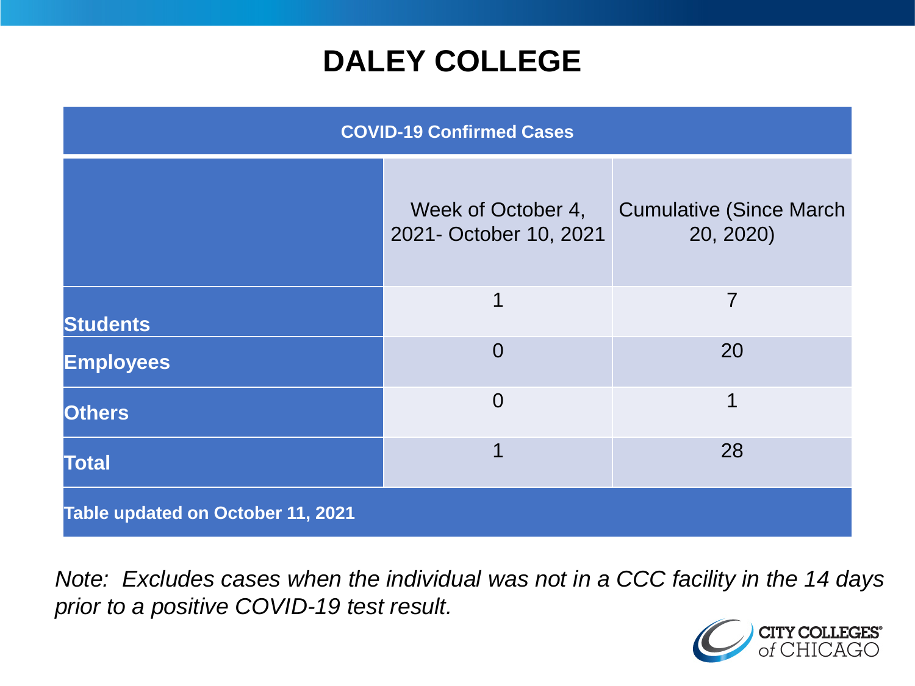# DALEY COLLEGE

| COVID-19 Confirmed Cases | | |
|---|---|---|
| | Week of October 4, 2021- October 10, 2021 | Cumulative (Since March 20, 2020) |
| **Students** | 1 | 7 |
| **Employees** | 0 | 20 |
| **Others** | 0 | 1 |
| **Total** | 1 | 28 |
| **Table updated on October 11, 2021** | | |

*Note: Excludes cases when the individual was not in a CCC facility in the 14 days prior to a positive COVID-19 test result.*

CITY COLLEGES of CHICAGO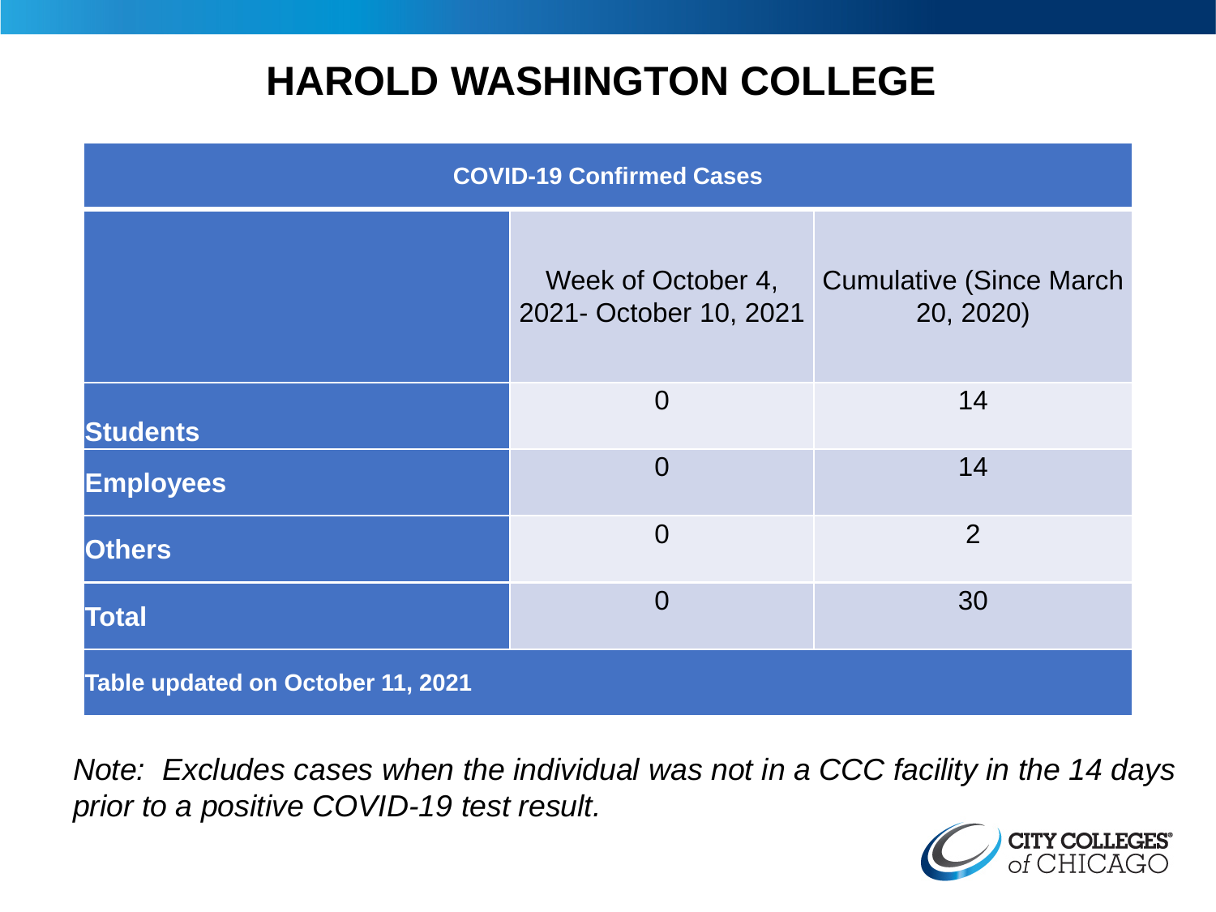# HAROLD WASHINGTON COLLEGE

| COVID-19 Confirmed Cases | | |
|---|---|---|
| | Week of October 4, 2021- October 10, 2021 | Cumulative (Since March 20, 2020) |
| **Students** | 0 | 14 |
| **Employees** | 0 | 14 |
| **Others** | 0 | 2 |
| **Total** | 0 | 30 |
| **Table updated on October 11, 2021** | | |

*Note: Excludes cases when the individual was not in a CCC facility in the 14 days prior to a positive COVID-19 test result.*

CITY COLLEGES of CHICAGO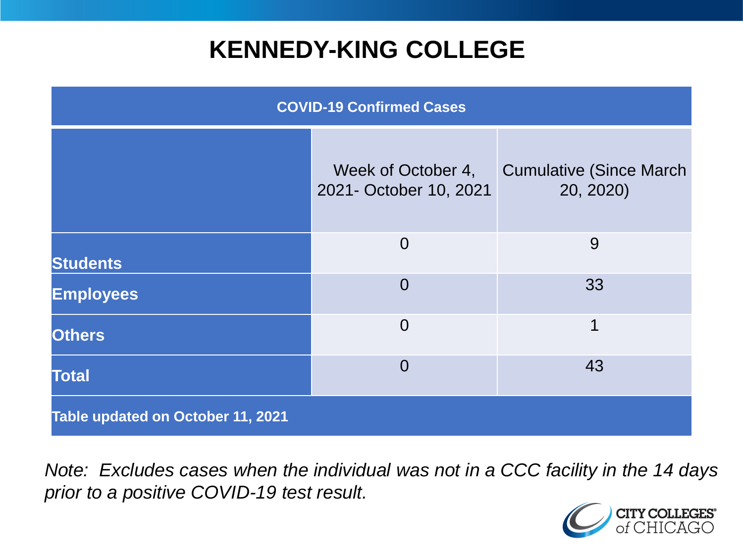# KENNEDY-KING COLLEGE

| COVID-19 Confirmed Cases | | |
|---|---|---|
| | Week of October 4, 2021- October 10, 2021 | Cumulative (Since March 20, 2020) |
| **Students** | 0 | 9 |
| **Employees** | 0 | 33 |
| **Others** | 0 | 1 |
| **Total** | 0 | 43 |
| **Table updated on October 11, 2021** | | |

*Note: Excludes cases when the individual was not in a CCC facility in the 14 days prior to a positive COVID-19 test result.*

CITY COLLEGES of CHICAGO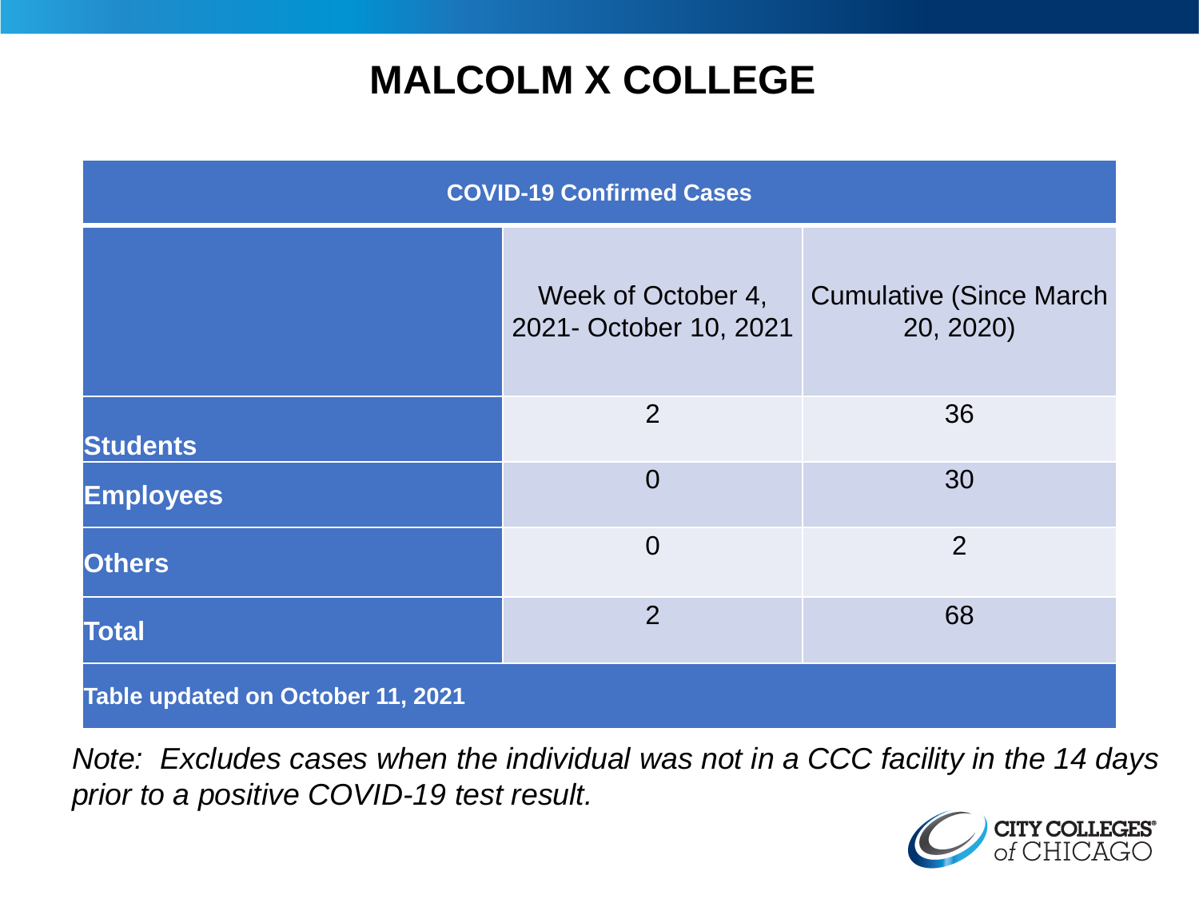# MALCOLM X COLLEGE

| COVID-19 Confirmed Cases | | |
|---|---|---|
| | Week of October 4, 2021- October 10, 2021 | Cumulative (Since March 20, 2020) |
| **Students** | 2 | 36 |
| **Employees** | 0 | 30 |
| **Others** | 0 | 2 |
| **Total** | 2 | 68 |
| **Table updated on October 11, 2021** | | |

*Note: Excludes cases when the individual was not in a CCC facility in the 14 days prior to a positive COVID-19 test result.*

CITY COLLEGES of CHICAGO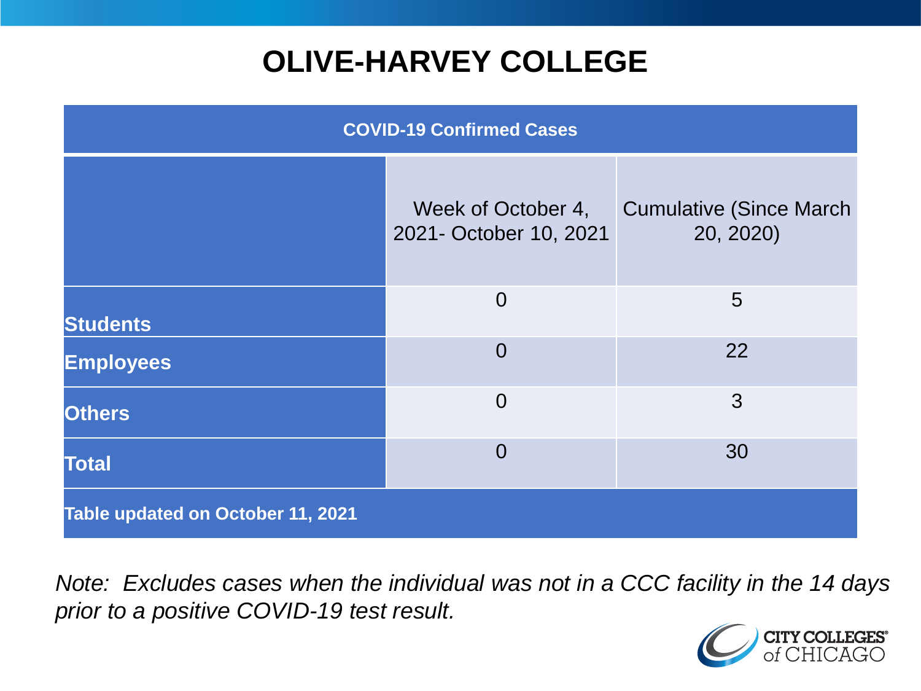# OLIVE-HARVEY COLLEGE

| COVID-19 Confirmed Cases | | |
|---|---|---|
| | Week of October 4, 2021- October 10, 2021 | Cumulative (Since March 20, 2020) |
| **Students** | 0 | 5 |
| **Employees** | 0 | 22 |
| **Others** | 0 | 3 |
| **Total** | 0 | 30 |
| **Table updated on October 11, 2021** | | |

*Note: Excludes cases when the individual was not in a CCC facility in the 14 days prior to a positive COVID-19 test result.*

CITY COLLEGES of CHICAGO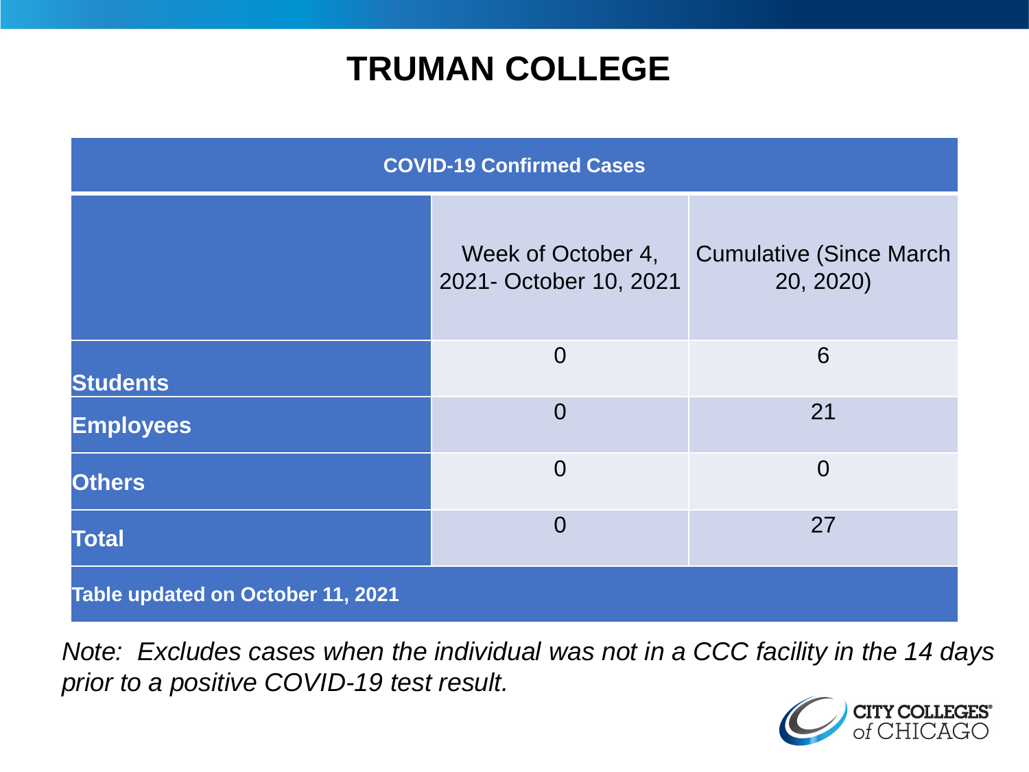# TRUMAN COLLEGE

| COVID-19 Confirmed Cases | | |
|---|---|---|
| | Week of October 4, 2021- October 10, 2021 | Cumulative (Since March 20, 2020) |
| **Students** | 0 | 6 |
| **Employees** | 0 | 21 |
| **Others** | 0 | 0 |
| **Total** | 0 | 27 |
| **Table updated on October 11, 2021** | | |

*Note: Excludes cases when the individual was not in a CCC facility in the 14 days prior to a positive COVID-19 test result.*

CITY COLLEGES of CHICAGO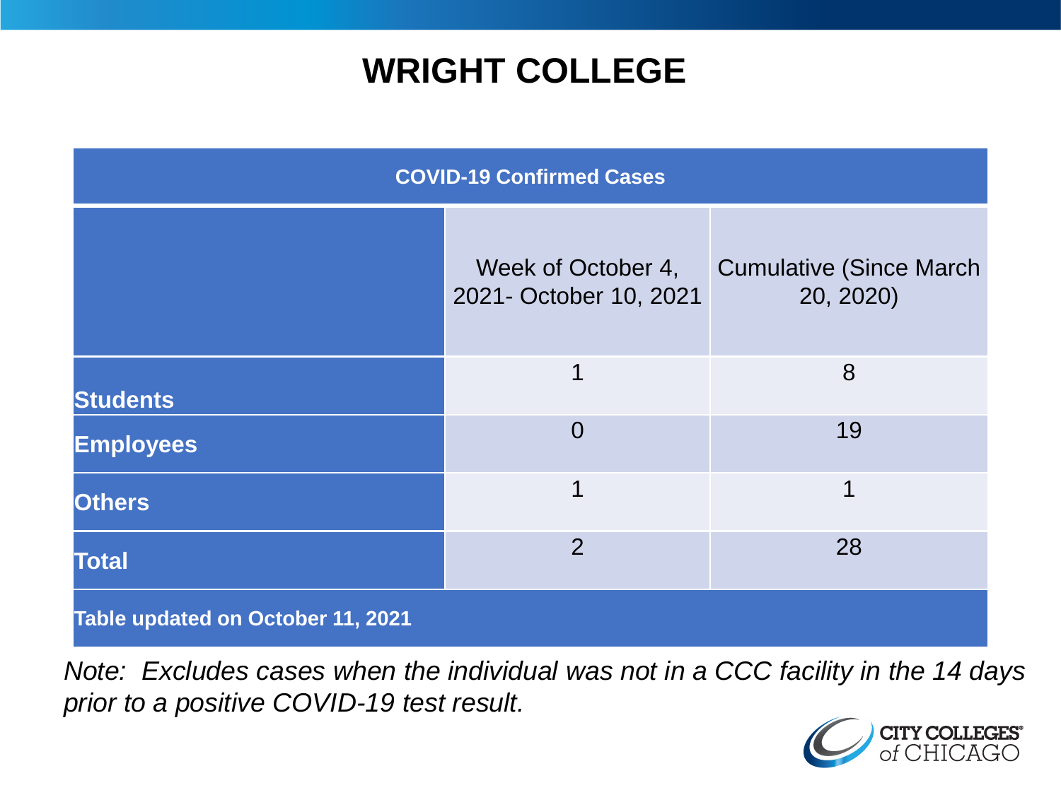# WRIGHT COLLEGE

| COVID-19 Confirmed Cases | | |
|---|---|---|
| | Week of October 4, 2021- October 10, 2021 | Cumulative (Since March 20, 2020) |
| **Students** | 1 | 8 |
| **Employees** | 0 | 19 |
| **Others** | 1 | 1 |
| **Total** | 2 | 28 |
| **Table updated on October 11, 2021** | | |

*Note: Excludes cases when the individual was not in a CCC facility in the 14 days prior to a positive COVID-19 test result.*

CITY COLLEGES of CHICAGO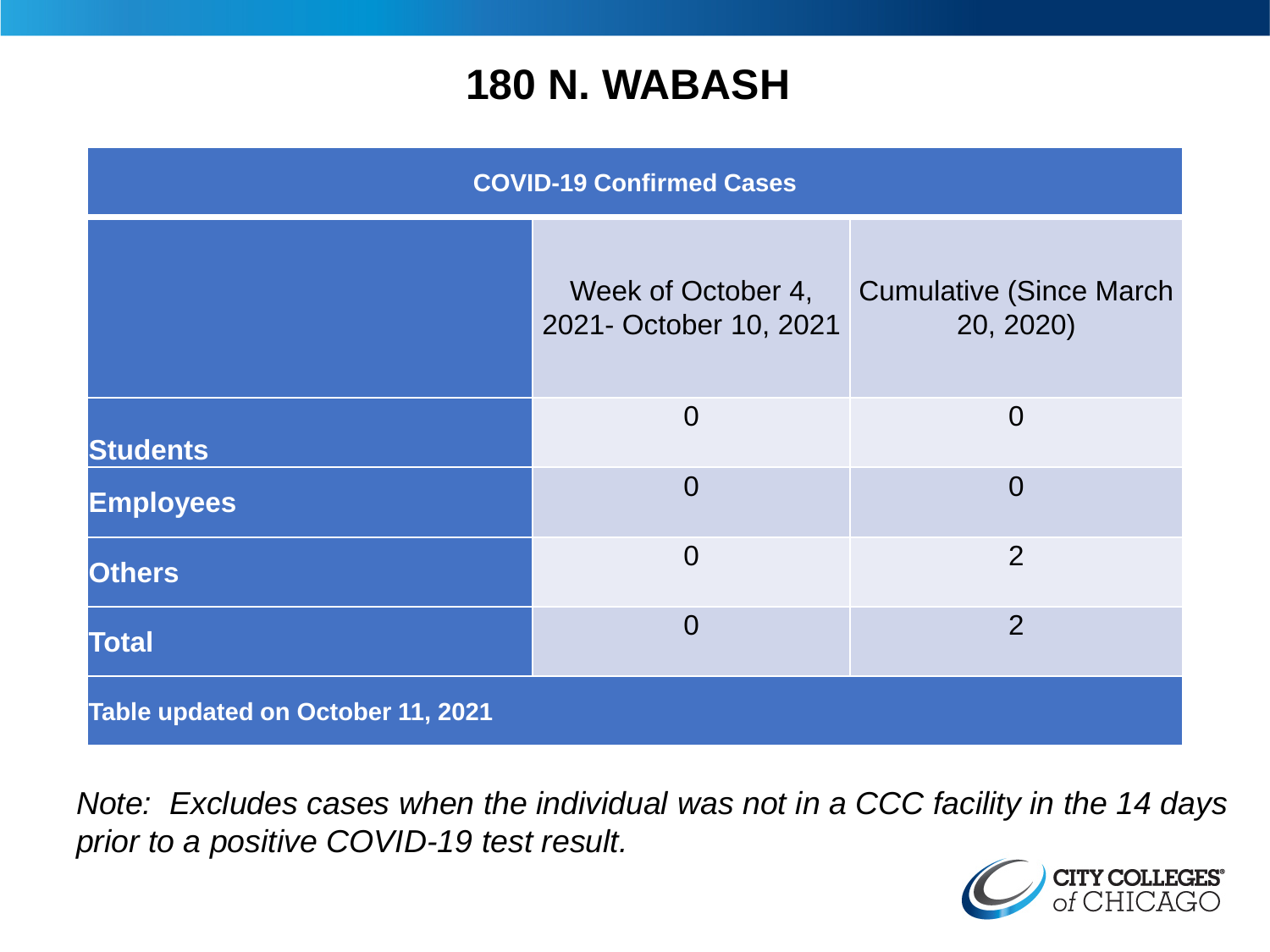# 180 N. WABASH

| COVID-19 Confirmed Cases | | |
|---|---|---|
| | Week of October 4, 2021- October 10, 2021 | Cumulative (Since March 20, 2020) |
| **Students** | 0 | 0 |
| **Employees** | 0 | 0 |
| **Others** | 0 | 2 |
| **Total** | 0 | 2 |
| **Table updated on October 11, 2021** | | |

*Note: Excludes cases when the individual was not in a CCC facility in the 14 days prior to a positive COVID-19 test result.*

CITY COLLEGES of CHICAGO